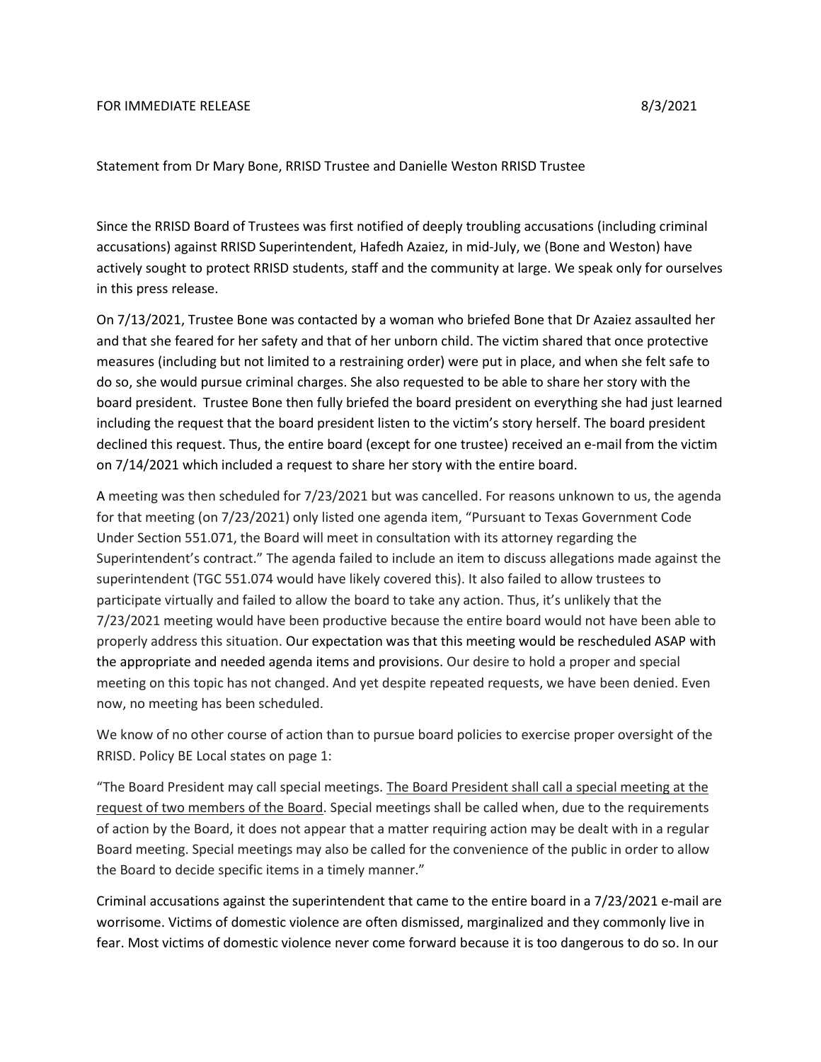FOR IMMEDIATE RELEASE 8/3/2021

Statement from Dr Mary Bone, RRISD Trustee and Danielle Weston RRISD Trustee

Since the RRISD Board of Trustees was first notified of deeply troubling accusations (including criminal accusations) against RRISD Superintendent, Hafedh Azaiez, in mid-July, we (Bone and Weston) have actively sought to protect RRISD students, staff and the community at large. We speak only for ourselves in this press release.

On 7/13/2021, Trustee Bone was contacted by a woman who briefed Bone that Dr Azaiez assaulted her and that she feared for her safety and that of her unborn child. The victim shared that once protective measures (including but not limited to a restraining order) were put in place, and when she felt safe to do so, she would pursue criminal charges. She also requested to be able to share her story with the board president. Trustee Bone then fully briefed the board president on everything she had just learned including the request that the board president listen to the victim's story herself. The board president declined this request. Thus, the entire board (except for one trustee) received an e-mail from the victim on 7/14/2021 which included a request to share her story with the entire board.

A meeting was then scheduled for 7/23/2021 but was cancelled. For reasons unknown to us, the agenda for that meeting (on 7/23/2021) only listed one agenda item, "Pursuant to Texas Government Code Under Section 551.071, the Board will meet in consultation with its attorney regarding the Superintendent's contract." The agenda failed to include an item to discuss allegations made against the superintendent (TGC 551.074 would have likely covered this). It also failed to allow trustees to participate virtually and failed to allow the board to take any action. Thus, it's unlikely that the 7/23/2021 meeting would have been productive because the entire board would not have been able to properly address this situation. Our expectation was that this meeting would be rescheduled ASAP with the appropriate and needed agenda items and provisions. Our desire to hold a proper and special meeting on this topic has not changed. And yet despite repeated requests, we have been denied. Even now, no meeting has been scheduled.

We know of no other course of action than to pursue board policies to exercise proper oversight of the RRISD. Policy BE Local states on page 1:

"The Board President may call special meetings. <u>The Board President shall call a special meeting at the request of two members of the Board</u>. Special meetings shall be called when, due to the requirements of action by the Board, it does not appear that a matter requiring action may be dealt with in a regular Board meeting. Special meetings may also be called for the convenience of the public in order to allow the Board to decide specific items in a timely manner."

Criminal accusations against the superintendent that came to the entire board in a 7/23/2021 e-mail are worrisome. Victims of domestic violence are often dismissed, marginalized and they commonly live in fear. Most victims of domestic violence never come forward because it is too dangerous to do so. In our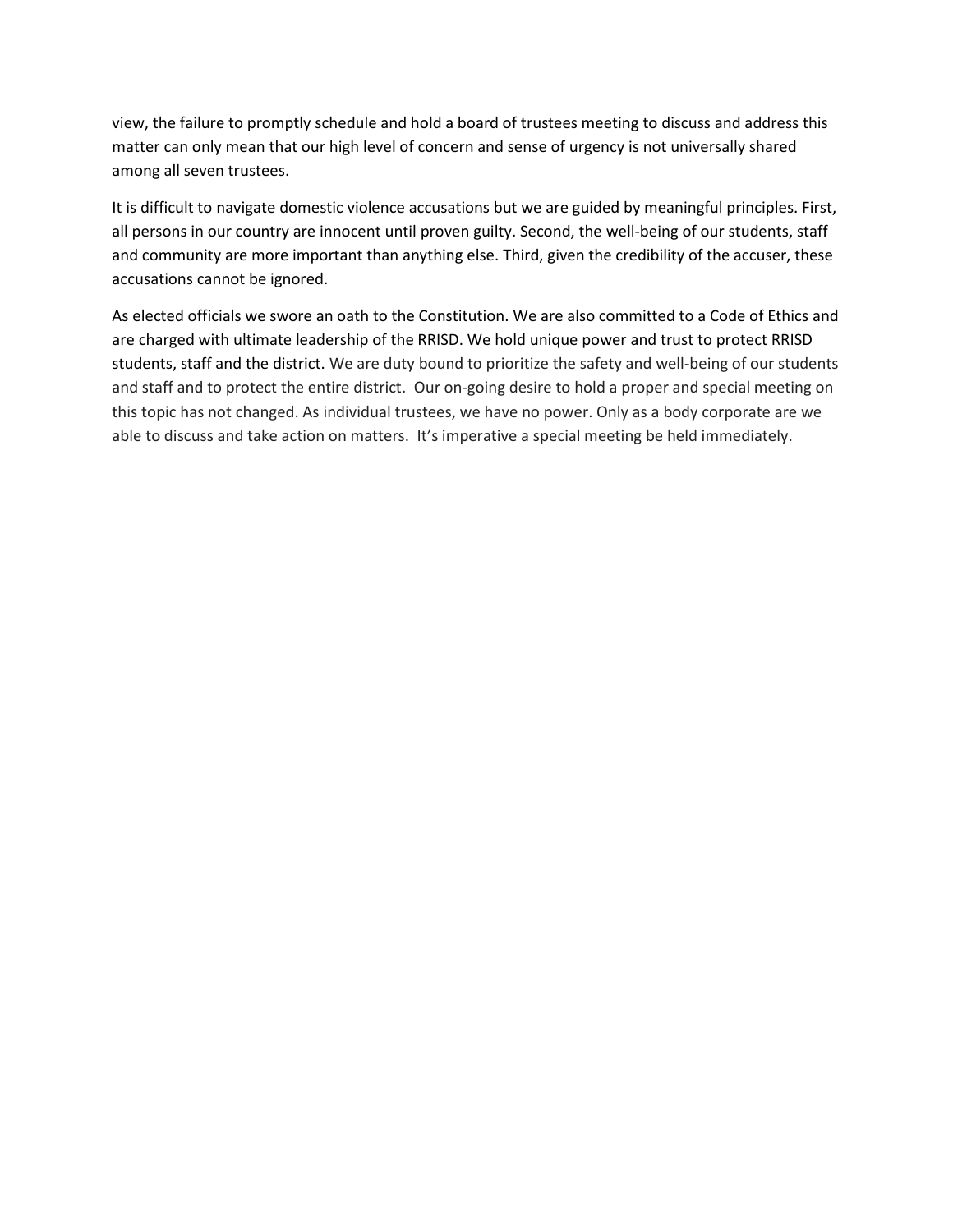view, the failure to promptly schedule and hold a board of trustees meeting to discuss and address this matter can only mean that our high level of concern and sense of urgency is not universally shared among all seven trustees.

It is difficult to navigate domestic violence accusations but we are guided by meaningful principles. First, all persons in our country are innocent until proven guilty. Second, the well-being of our students, staff and community are more important than anything else. Third, given the credibility of the accuser, these accusations cannot be ignored.

As elected officials we swore an oath to the Constitution. We are also committed to a Code of Ethics and are charged with ultimate leadership of the RRISD. We hold unique power and trust to protect RRISD students, staff and the district. We are duty bound to prioritize the safety and well-being of our students and staff and to protect the entire district. Our on-going desire to hold a proper and special meeting on this topic has not changed. As individual trustees, we have no power. Only as a body corporate are we able to discuss and take action on matters. It's imperative a special meeting be held immediately.